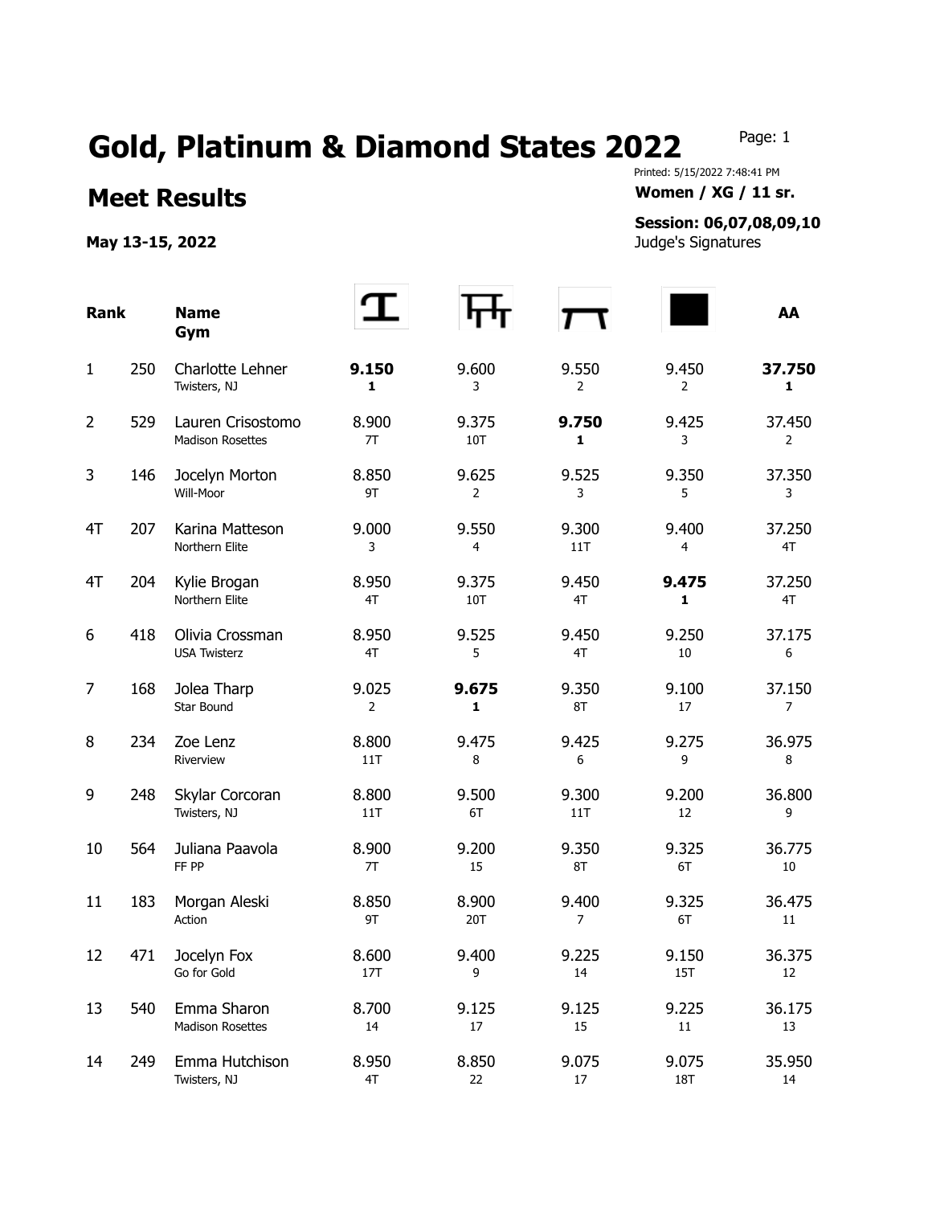# Gold, Platinum & Diamond States 2022

Page: 1

Printed: 5/15/2022 7:48:41 PM

## Meet Results

**Women / XG / 11 sr.**

**May 13-15, 2022**

**Session: 06,07,08,09,10**

Judge's Signatures

| Rank | | Name / Gym | Vault | Bars | Beam | Floor | AA |
|---|---|---|---|---|---|---|---|
| 1 | 250 | Charlotte Lehner<br>Twisters, NJ | **9.150**<br>**1** | 9.600<br>3 | 9.550<br>2 | 9.450<br>2 | **37.750**<br>**1** |
| 2 | 529 | Lauren Crisostomo<br>Madison Rosettes | 8.900<br>7T | 9.375<br>10T | **9.750**<br>**1** | 9.425<br>3 | 37.450<br>2 |
| 3 | 146 | Jocelyn Morton<br>Will-Moor | 8.850<br>9T | 9.625<br>2 | 9.525<br>3 | 9.350<br>5 | 37.350<br>3 |
| 4T | 207 | Karina Matteson<br>Northern Elite | 9.000<br>3 | 9.550<br>4 | 9.300<br>11T | 9.400<br>4 | 37.250<br>4T |
| 4T | 204 | Kylie Brogan<br>Northern Elite | 8.950<br>4T | 9.375<br>10T | 9.450<br>4T | **9.475**<br>**1** | 37.250<br>4T |
| 6 | 418 | Olivia Crossman<br>USA Twisterz | 8.950<br>4T | 9.525<br>5 | 9.450<br>4T | 9.250<br>10 | 37.175<br>6 |
| 7 | 168 | Jolea Tharp<br>Star Bound | 9.025<br>2 | **9.675**<br>**1** | 9.350<br>8T | 9.100<br>17 | 37.150<br>7 |
| 8 | 234 | Zoe Lenz<br>Riverview | 8.800<br>11T | 9.475<br>8 | 9.425<br>6 | 9.275<br>9 | 36.975<br>8 |
| 9 | 248 | Skylar Corcoran<br>Twisters, NJ | 8.800<br>11T | 9.500<br>6T | 9.300<br>11T | 9.200<br>12 | 36.800<br>9 |
| 10 | 564 | Juliana Paavola<br>FF PP | 8.900<br>7T | 9.200<br>15 | 9.350<br>8T | 9.325<br>6T | 36.775<br>10 |
| 11 | 183 | Morgan Aleski<br>Action | 8.850<br>9T | 8.900<br>20T | 9.400<br>7 | 9.325<br>6T | 36.475<br>11 |
| 12 | 471 | Jocelyn Fox<br>Go for Gold | 8.600<br>17T | 9.400<br>9 | 9.225<br>14 | 9.150<br>15T | 36.375<br>12 |
| 13 | 540 | Emma Sharon<br>Madison Rosettes | 8.700<br>14 | 9.125<br>17 | 9.125<br>15 | 9.225<br>11 | 36.175<br>13 |
| 14 | 249 | Emma Hutchison<br>Twisters, NJ | 8.950<br>4T | 8.850<br>22 | 9.075<br>17 | 9.075<br>18T | 35.950<br>14 |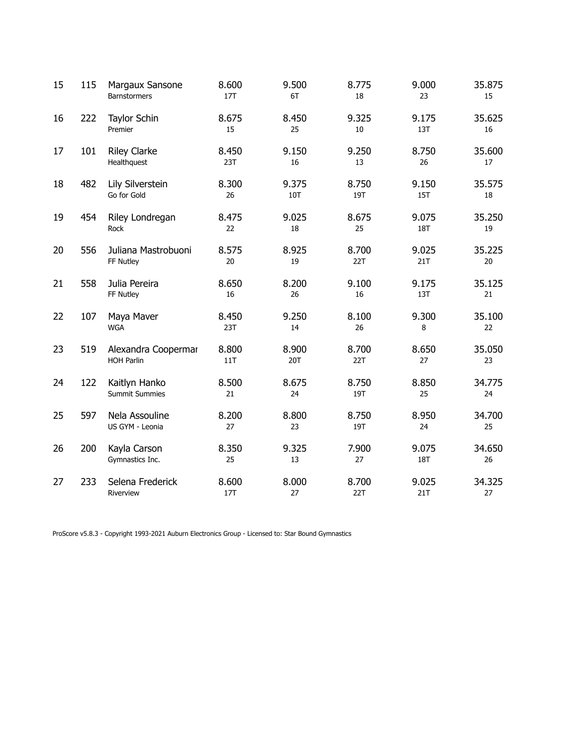| | | | | | | | |
|---|---|---|---|---|---|---|---|
| 15 | 115 | Margaux Sansone<br>Barnstormers | 8.600<br>17T | 9.500<br>6T | 8.775<br>18 | 9.000<br>23 | 35.875<br>15 |
| 16 | 222 | Taylor Schin<br>Premier | 8.675<br>15 | 8.450<br>25 | 9.325<br>10 | 9.175<br>13T | 35.625<br>16 |
| 17 | 101 | Riley Clarke<br>Healthquest | 8.450<br>23T | 9.150<br>16 | 9.250<br>13 | 8.750<br>26 | 35.600<br>17 |
| 18 | 482 | Lily Silverstein<br>Go for Gold | 8.300<br>26 | 9.375<br>10T | 8.750<br>19T | 9.150<br>15T | 35.575<br>18 |
| 19 | 454 | Riley Londregan<br>Rock | 8.475<br>22 | 9.025<br>18 | 8.675<br>25 | 9.075<br>18T | 35.250<br>19 |
| 20 | 556 | Juliana Mastrobuoni<br>FF Nutley | 8.575<br>20 | 8.925<br>19 | 8.700<br>22T | 9.025<br>21T | 35.225<br>20 |
| 21 | 558 | Julia Pereira<br>FF Nutley | 8.650<br>16 | 8.200<br>26 | 9.100<br>16 | 9.175<br>13T | 35.125<br>21 |
| 22 | 107 | Maya Maver<br>WGA | 8.450<br>23T | 9.250<br>14 | 8.100<br>26 | 9.300<br>8 | 35.100<br>22 |
| 23 | 519 | Alexandra Coopermar<br>HOH Parlin | 8.800<br>11T | 8.900<br>20T | 8.700<br>22T | 8.650<br>27 | 35.050<br>23 |
| 24 | 122 | Kaitlyn Hanko<br>Summit Summies | 8.500<br>21 | 8.675<br>24 | 8.750<br>19T | 8.850<br>25 | 34.775<br>24 |
| 25 | 597 | Nela Assouline<br>US GYM - Leonia | 8.200<br>27 | 8.800<br>23 | 8.750<br>19T | 8.950<br>24 | 34.700<br>25 |
| 26 | 200 | Kayla Carson<br>Gymnastics Inc. | 8.350<br>25 | 9.325<br>13 | 7.900<br>27 | 9.075<br>18T | 34.650<br>26 |
| 27 | 233 | Selena Frederick<br>Riverview | 8.600<br>17T | 8.000<br>27 | 8.700<br>22T | 9.025<br>21T | 34.325<br>27 |

ProScore v5.8.3 - Copyright 1993-2021 Auburn Electronics Group - Licensed to: Star Bound Gymnastics